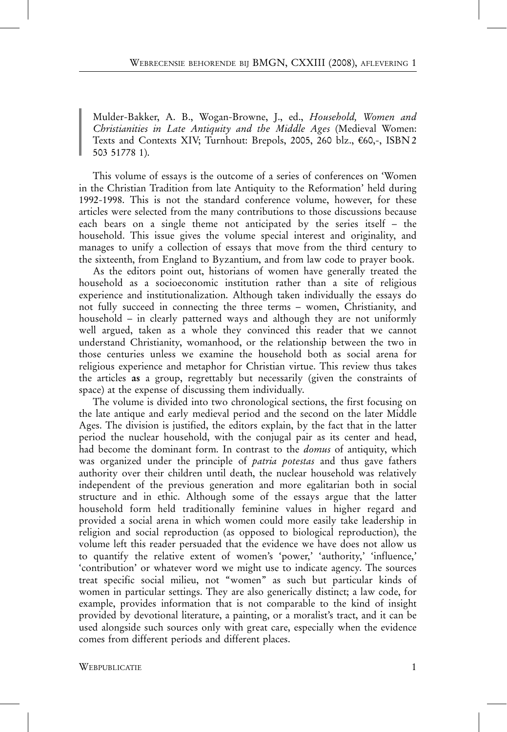Mulder-Bakker, A. B., Wogan-Browne, J., ed., *Household, Women and Christianities in Late Antiquity and the Middle Ages* (Medieval Women: Texts and Contexts XIV; Turnhout: Brepols, 2005, 260 blz., €60,-, ISBN 2 503 51778 1).

This volume of essays is the outcome of a series of conferences on 'Women in the Christian Tradition from late Antiquity to the Reformation' held during 1992-1998. This is not the standard conference volume, however, for these articles were selected from the many contributions to those discussions because each bears on a single theme not anticipated by the series itself – the household. This issue gives the volume special interest and originality, and manages to unify a collection of essays that move from the third century to the sixteenth, from England to Byzantium, and from law code to prayer book.

As the editors point out, historians of women have generally treated the household as a socioeconomic institution rather than a site of religious experience and institutionalization. Although taken individually the essays do not fully succeed in connecting the three terms – women, Christianity, and household – in clearly patterned ways and although they are not uniformly well argued, taken as a whole they convinced this reader that we cannot understand Christianity, womanhood, or the relationship between the two in those centuries unless we examine the household both as social arena for religious experience and metaphor for Christian virtue. This review thus takes the articles **as** a group, regrettably but necessarily (given the constraints of space) at the expense of discussing them individually.

The volume is divided into two chronological sections, the first focusing on the late antique and early medieval period and the second on the later Middle Ages. The division is justified, the editors explain, by the fact that in the latter period the nuclear household, with the conjugal pair as its center and head, had become the dominant form. In contrast to the *domus* of antiquity, which was organized under the principle of *patria potestas* and thus gave fathers authority over their children until death, the nuclear household was relatively independent of the previous generation and more egalitarian both in social structure and in ethic. Although some of the essays argue that the latter household form held traditionally feminine values in higher regard and provided a social arena in which women could more easily take leadership in religion and social reproduction (as opposed to biological reproduction), the volume left this reader persuaded that the evidence we have does not allow us to quantify the relative extent of women's 'power,' 'authority,' 'influence,' 'contribution' or whatever word we might use to indicate agency. The sources treat specific social milieu, not "women" as such but particular kinds of women in particular settings. They are also generically distinct; a law code, for example, provides information that is not comparable to the kind of insight provided by devotional literature, a painting, or a moralist's tract, and it can be used alongside such sources only with great care, especially when the evidence comes from different periods and different places.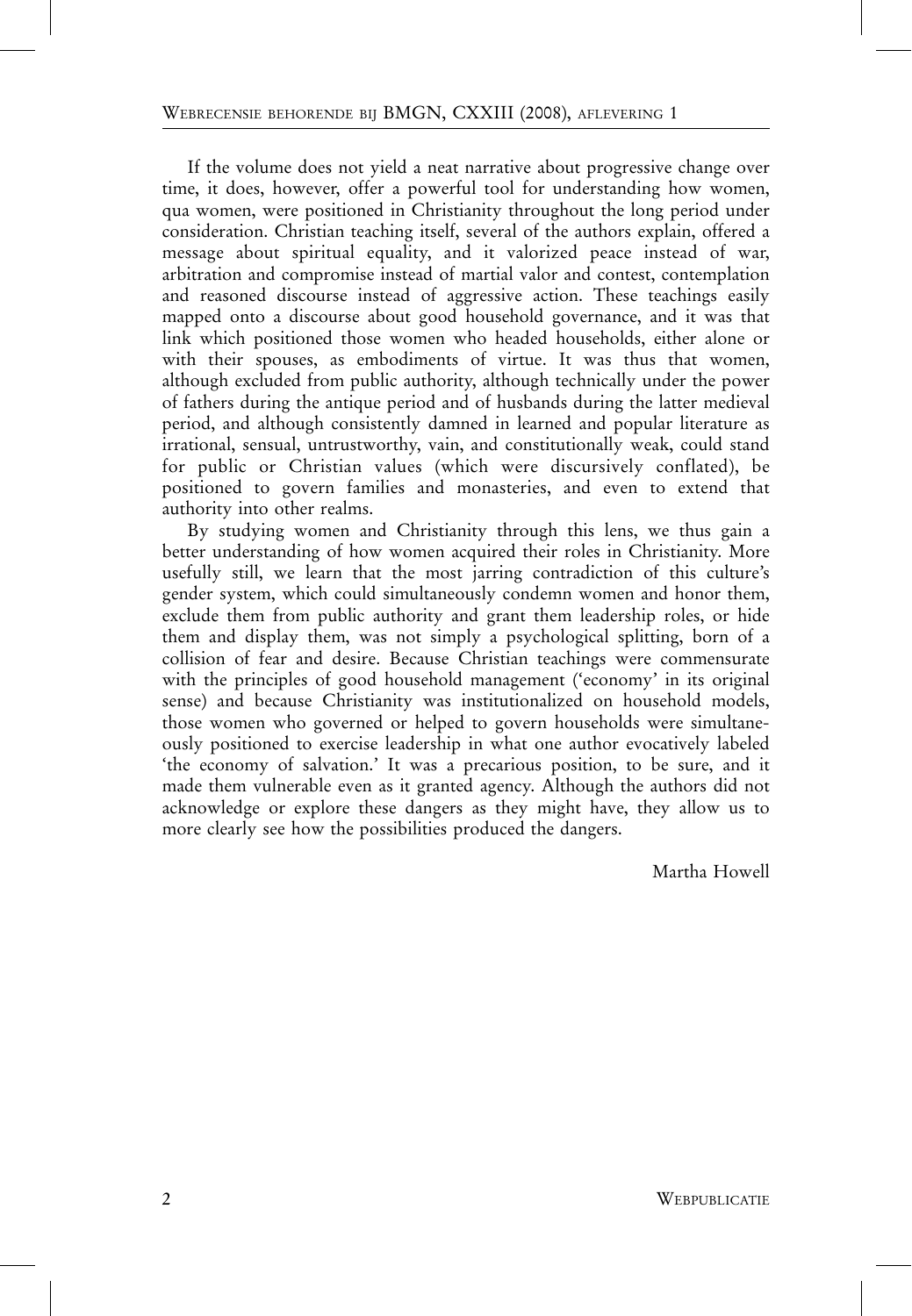If the volume does not yield a neat narrative about progressive change over time, it does, however, offer a powerful tool for understanding how women, qua women, were positioned in Christianity throughout the long period under consideration. Christian teaching itself, several of the authors explain, offered a message about spiritual equality, and it valorized peace instead of war, arbitration and compromise instead of martial valor and contest, contemplation and reasoned discourse instead of aggressive action. These teachings easily mapped onto a discourse about good household governance, and it was that link which positioned those women who headed households, either alone or with their spouses, as embodiments of virtue. It was thus that women, although excluded from public authority, although technically under the power of fathers during the antique period and of husbands during the latter medieval period, and although consistently damned in learned and popular literature as irrational, sensual, untrustworthy, vain, and constitutionally weak, could stand for public or Christian values (which were discursively conflated), be positioned to govern families and monasteries, and even to extend that authority into other realms.

By studying women and Christianity through this lens, we thus gain a better understanding of how women acquired their roles in Christianity. More usefully still, we learn that the most jarring contradiction of this culture's gender system, which could simultaneously condemn women and honor them, exclude them from public authority and grant them leadership roles, or hide them and display them, was not simply a psychological splitting, born of a collision of fear and desire. Because Christian teachings were commensurate with the principles of good household management ('economy' in its original sense) and because Christianity was institutionalized on household models, those women who governed or helped to govern households were simultaneously positioned to exercise leadership in what one author evocatively labeled 'the economy of salvation.' It was a precarious position, to be sure, and it made them vulnerable even as it granted agency. Although the authors did not acknowledge or explore these dangers as they might have, they allow us to more clearly see how the possibilities produced the dangers.

Martha Howell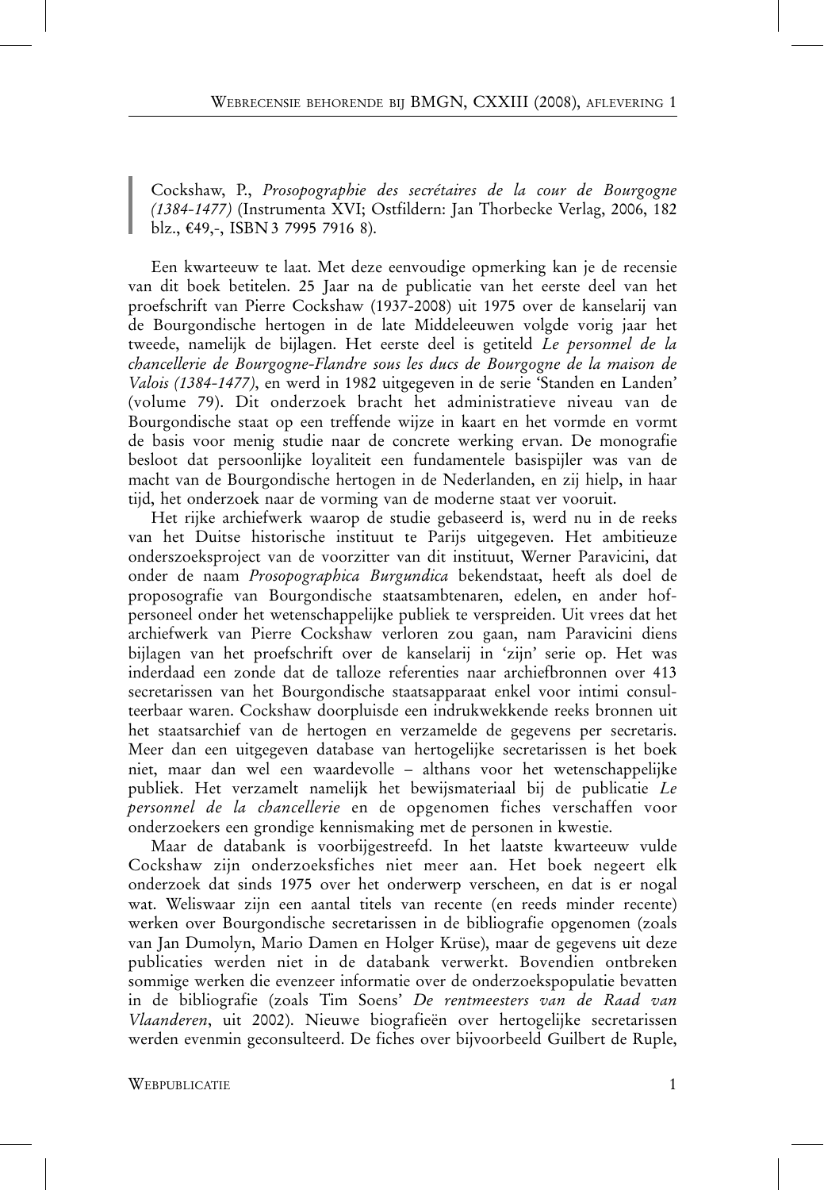Cockshaw, P., *Prosopographie des secrétaires de la cour de Bourgogne (1384-1477)* (Instrumenta XVI; Ostfildern: Jan Thorbecke Verlag, 2006, 182 blz., €49,-, ISBN 3 7995 7916 8).

Een kwarteeuw te laat. Met deze eenvoudige opmerking kan je de recensie van dit boek betitelen. 25 Jaar na de publicatie van het eerste deel van het proefschrift van Pierre Cockshaw (1937-2008) uit 1975 over de kanselarij van de Bourgondische hertogen in de late Middeleeuwen volgde vorig jaar het tweede, namelijk de bijlagen. Het eerste deel is getiteld *Le personnel de la chancellerie de Bourgogne-Flandre sous les ducs de Bourgogne de la maison de Valois (1384-1477)*, en werd in 1982 uitgegeven in de serie 'Standen en Landen' (volume 79). Dit onderzoek bracht het administratieve niveau van de Bourgondische staat op een treffende wijze in kaart en het vormde en vormt de basis voor menig studie naar de concrete werking ervan. De monografie besloot dat persoonlijke loyaliteit een fundamentele basispijler was van de macht van de Bourgondische hertogen in de Nederlanden, en zij hielp, in haar tijd, het onderzoek naar de vorming van de moderne staat ver vooruit.

Het rijke archiefwerk waarop de studie gebaseerd is, werd nu in de reeks van het Duitse historische instituut te Parijs uitgegeven. Het ambitieuze onderzoeksproject van de voorzitter van dit instituut, Werner Paravicini, dat onder de naam *Prosopographica Burgundica* bekendstaat, heeft als doel de proposografie van Bourgondische staatsambtenaren, edelen, en ander hofpersoneel onder het wetenschappelijke publiek te verspreiden. Uit vrees dat het archiefwerk van Pierre Cockshaw verloren zou gaan, nam Paravicini diens bijlagen van het proefschrift over de kanselarij in 'zijn' serie op. Het was inderdaad een zonde dat de talloze referenties naar archiefbronnen over 413 secretarissen van het Bourgondische staatsapparaat enkel voor intimi consulteerbaar waren. Cockshaw doorpluisde een indrukwekkende reeks bronnen uit het staatsarchief van de hertogen en verzamelde de gegevens per secretaris. Meer dan een uitgegeven database van hertogelijke secretarissen is het boek niet, maar dan wel een waardevolle – althans voor het wetenschappelijke publiek. Het verzamelt namelijk het bewijsmateriaal bij de publicatie *Le personnel de la chancellerie* en de opgenomen fiches verschaffen voor onderzoekers een grondige kennismaking met de personen in kwestie.

Maar de databank is voorbijgestreefd. In het laatste kwarteeuw vulde Cockshaw zijn onderzoeksfiches niet meer aan. Het boek negeert elk onderzoek dat sinds 1975 over het onderwerp verscheen, en dat is er nogal wat. Weliswaar zijn een aantal titels van recente (en reeds minder recente) werken over Bourgondische secretarissen in de bibliografie opgenomen (zoals van Jan Dumolyn, Mario Damen en Holger Krüse), maar de gegevens uit deze publicaties werden niet in de databank verwerkt. Bovendien ontbreken sommige werken die evenzeer informatie over de onderzoekspopulatie bevatten in de bibliografie (zoals Tim Soens' *De rentmeesters van de Raad van Vlaanderen*, uit 2002). Nieuwe biografieën over hertogelijke secretarissen werden evenmin geconsulteerd. De fiches over bijvoorbeeld Guilbert de Ruple,